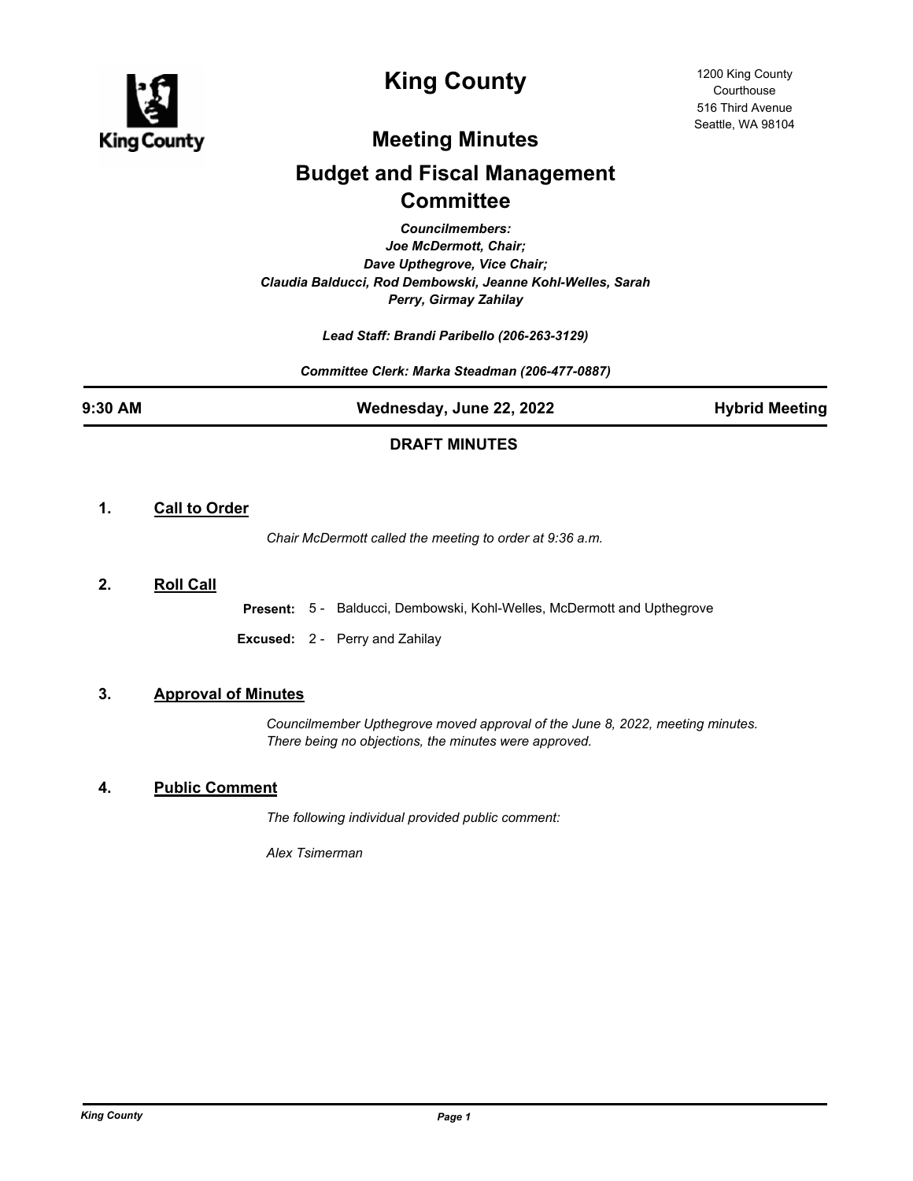# King County

1200 King County Courthouse
516 Third Avenue
Seattle, WA 98104

## Meeting Minutes

## Budget and Fiscal Management Committee

*Councilmembers:*
*Joe McDermott, Chair;*
*Dave Upthegrove, Vice Chair;*
*Claudia Balducci, Rod Dembowski, Jeanne Kohl-Welles, Sarah Perry, Girmay Zahilay*

*Lead Staff: Brandi Paribello (206-263-3129)*

*Committee Clerk: Marka Steadman (206-477-0887)*

**9:30 AM** | **Wednesday, June 22, 2022** | **Hybrid Meeting**

**DRAFT MINUTES**

### 1. Call to Order

*Chair McDermott called the meeting to order at 9:36 a.m.*

### 2. Roll Call

**Present:** 5 - Balducci, Dembowski, Kohl-Welles, McDermott and Upthegrove

**Excused:** 2 - Perry and Zahilay

### 3. Approval of Minutes

*Councilmember Upthegrove moved approval of the June 8, 2022, meeting minutes. There being no objections, the minutes were approved.*

### 4. Public Comment

*The following individual provided public comment:*

*Alex Tsimerman*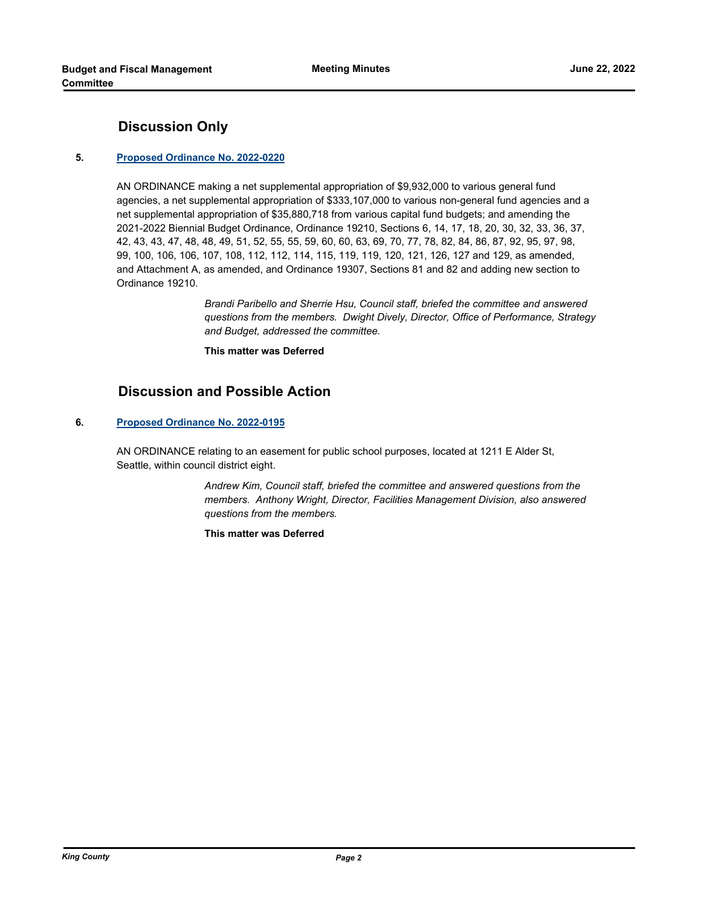## Discussion Only

**5. Proposed Ordinance No. 2022-0220**

AN ORDINANCE making a net supplemental appropriation of $9,932,000 to various general fund agencies, a net supplemental appropriation of $333,107,000 to various non-general fund agencies and a net supplemental appropriation of $35,880,718 from various capital fund budgets; and amending the 2021-2022 Biennial Budget Ordinance, Ordinance 19210, Sections 6, 14, 17, 18, 20, 30, 32, 33, 36, 37, 42, 43, 43, 47, 48, 48, 49, 51, 52, 55, 55, 59, 60, 60, 63, 69, 70, 77, 78, 82, 84, 86, 87, 92, 95, 97, 98, 99, 100, 106, 106, 107, 108, 112, 112, 114, 115, 119, 119, 120, 121, 126, 127 and 129, as amended, and Attachment A, as amended, and Ordinance 19307, Sections 81 and 82 and adding new section to Ordinance 19210.

*Brandi Paribello and Sherrie Hsu, Council staff, briefed the committee and answered questions from the members. Dwight Dively, Director, Office of Performance, Strategy and Budget, addressed the committee.*

**This matter was Deferred**

## Discussion and Possible Action

**6. Proposed Ordinance No. 2022-0195**

AN ORDINANCE relating to an easement for public school purposes, located at 1211 E Alder St, Seattle, within council district eight.

*Andrew Kim, Council staff, briefed the committee and answered questions from the members. Anthony Wright, Director, Facilities Management Division, also answered questions from the members.*

**This matter was Deferred**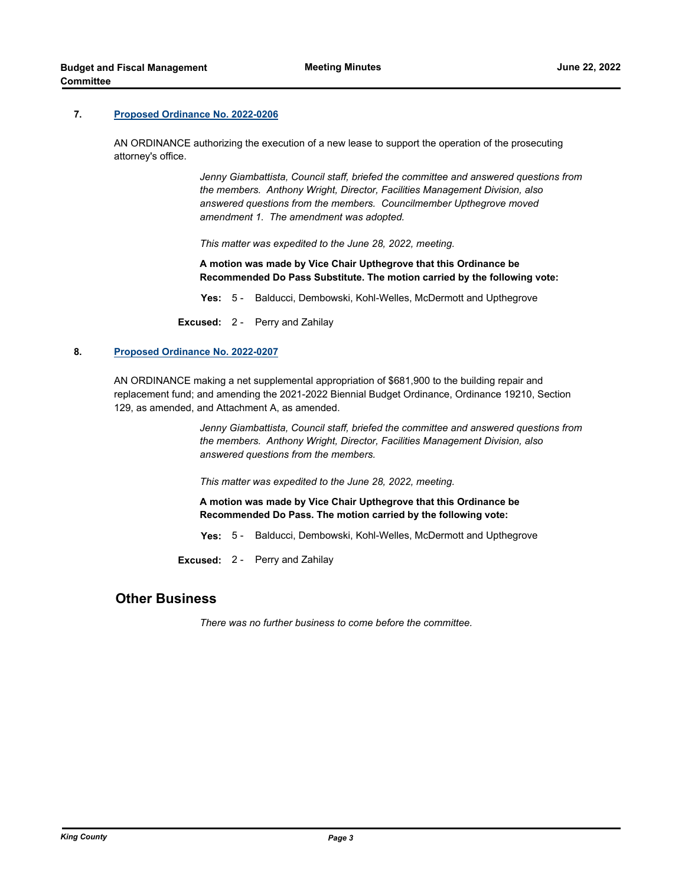**7. Proposed Ordinance No. 2022-0206**

AN ORDINANCE authorizing the execution of a new lease to support the operation of the prosecuting attorney's office.

*Jenny Giambattista, Council staff, briefed the committee and answered questions from the members. Anthony Wright, Director, Facilities Management Division, also answered questions from the members. Councilmember Upthegrove moved amendment 1. The amendment was adopted.*

*This matter was expedited to the June 28, 2022, meeting.*

**A motion was made by Vice Chair Upthegrove that this Ordinance be Recommended Do Pass Substitute. The motion carried by the following vote:**

**Yes:** 5 - Balducci, Dembowski, Kohl-Welles, McDermott and Upthegrove

**Excused:** 2 - Perry and Zahilay

**8. Proposed Ordinance No. 2022-0207**

AN ORDINANCE making a net supplemental appropriation of $681,900 to the building repair and replacement fund; and amending the 2021-2022 Biennial Budget Ordinance, Ordinance 19210, Section 129, as amended, and Attachment A, as amended.

*Jenny Giambattista, Council staff, briefed the committee and answered questions from the members. Anthony Wright, Director, Facilities Management Division, also answered questions from the members.*

*This matter was expedited to the June 28, 2022, meeting.*

**A motion was made by Vice Chair Upthegrove that this Ordinance be Recommended Do Pass. The motion carried by the following vote:**

**Yes:** 5 - Balducci, Dembowski, Kohl-Welles, McDermott and Upthegrove

**Excused:** 2 - Perry and Zahilay

## Other Business

*There was no further business to come before the committee.*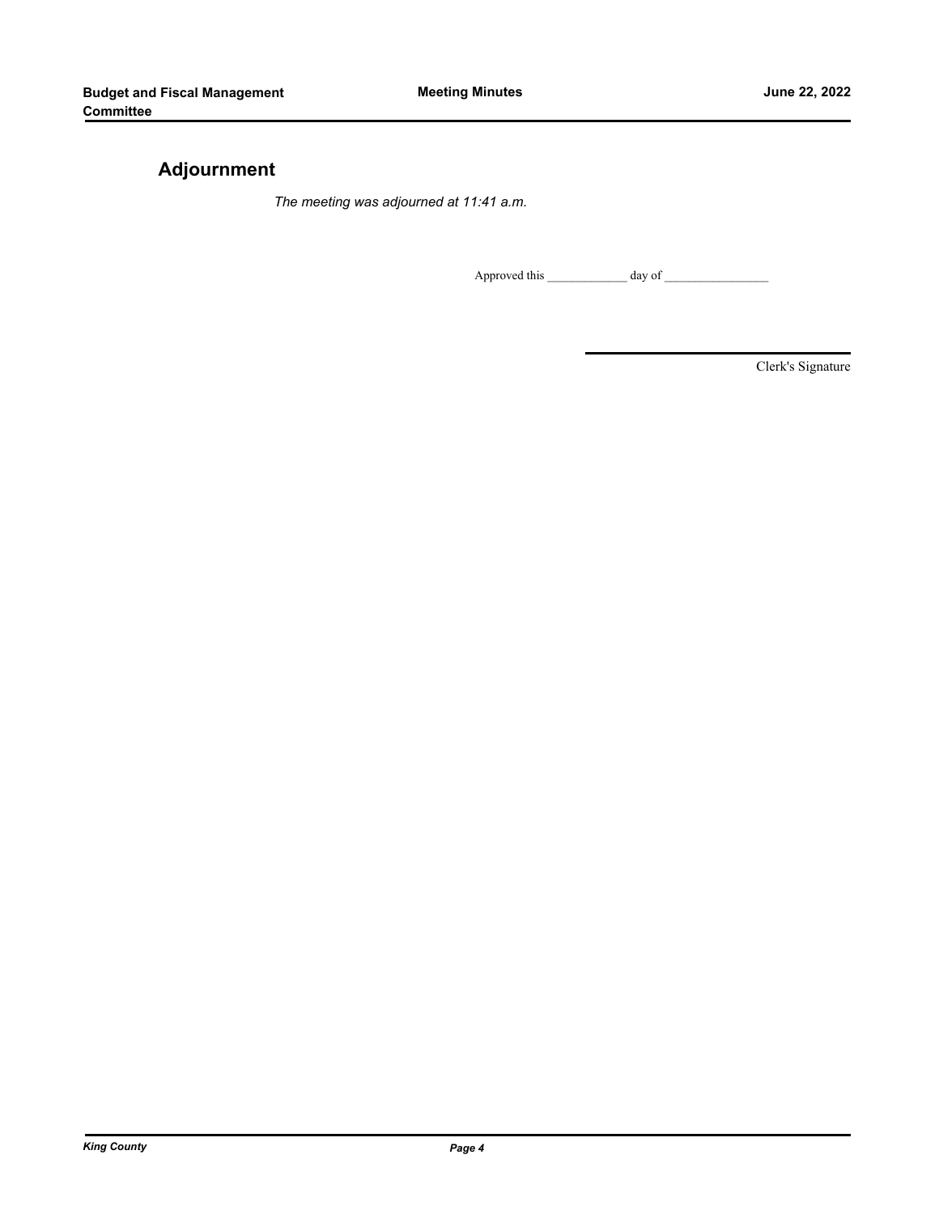## Adjournment

*The meeting was adjourned at 11:41 a.m.*

Approved this _____________ day of _________________

Clerk's Signature